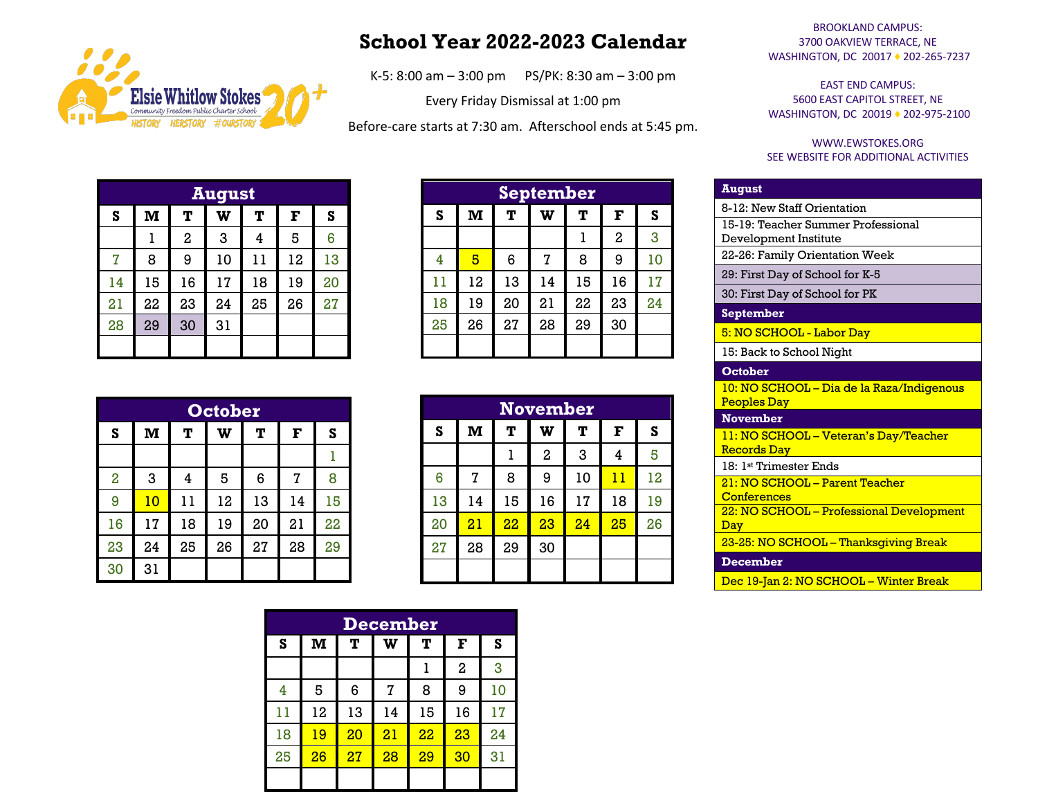# School Year 2022-2023 Calendar

K-5: 8:00 am – 3:00 pm    PS/PK: 8:30 am – 3:00 pm

Every Friday Dismissal at 1:00 pm

Before-care starts at 7:30 am. Afterschool ends at 5:45 pm.

Elsie Whitlow Stokes Community Freedom Public Charter School
HISTORY HERSTORY #OURSTORY 20+

BROOKLAND CAMPUS:
3700 OAKVIEW TERRACE, NE
WASHINGTON, DC 20017 ♦ 202-265-7237

EAST END CAMPUS:
5600 EAST CAPITOL STREET, NE
WASHINGTON, DC 20019 ♦ 202-975-2100

WWW.EWSTOKES.ORG
SEE WEBSITE FOR ADDITIONAL ACTIVITIES

## August

| S | M | T | W | T | F | S |
|---|---|---|---|---|---|---|
| | 1 | 2 | 3 | 4 | 5 | 6 |
| 7 | 8 | 9 | 10 | 11 | 12 | 13 |
| 14 | 15 | 16 | 17 | 18 | 19 | 20 |
| 21 | 22 | 23 | 24 | 25 | 26 | 27 |
| 28 | 29 | 30 | 31 | | | |

## September

| S | M | T | W | T | F | S |
|---|---|---|---|---|---|---|
| | | | | 1 | 2 | 3 |
| 4 | 5 | 6 | 7 | 8 | 9 | 10 |
| 11 | 12 | 13 | 14 | 15 | 16 | 17 |
| 18 | 19 | 20 | 21 | 22 | 23 | 24 |
| 25 | 26 | 27 | 28 | 29 | 30 | |

## October

| S | M | T | W | T | F | S |
|---|---|---|---|---|---|---|
| | | | | | | 1 |
| 2 | 3 | 4 | 5 | 6 | 7 | 8 |
| 9 | 10 | 11 | 12 | 13 | 14 | 15 |
| 16 | 17 | 18 | 19 | 20 | 21 | 22 |
| 23 | 24 | 25 | 26 | 27 | 28 | 29 |
| 30 | 31 | | | | | |

## November

| S | M | T | W | T | F | S |
|---|---|---|---|---|---|---|
| | | 1 | 2 | 3 | 4 | 5 |
| 6 | 7 | 8 | 9 | 10 | 11 | 12 |
| 13 | 14 | 15 | 16 | 17 | 18 | 19 |
| 20 | 21 | 22 | 23 | 24 | 25 | 26 |
| 27 | 28 | 29 | 30 | | | |

## December

| S | M | T | W | T | F | S |
|---|---|---|---|---|---|---|
| | | | | 1 | 2 | 3 |
| 4 | 5 | 6 | 7 | 8 | 9 | 10 |
| 11 | 12 | 13 | 14 | 15 | 16 | 17 |
| 18 | 19 | 20 | 21 | 22 | 23 | 24 |
| 25 | 26 | 27 | 28 | 29 | 30 | 31 |

## Key Dates

**August**
- 8-12: New Staff Orientation
- 15-19: Teacher Summer Professional Development Institute
- 22-26: Family Orientation Week
- 29: First Day of School for K-5
- 30: First Day of School for PK

**September**
- 5: NO SCHOOL - Labor Day
- 15: Back to School Night

**October**
- 10: NO SCHOOL – Dia de la Raza/Indigenous Peoples Day

**November**
- 11: NO SCHOOL – Veteran's Day/Teacher Records Day
- 18: 1st Trimester Ends
- 21: NO SCHOOL – Parent Teacher Conferences
- 22: NO SCHOOL – Professional Development Day
- 23-25: NO SCHOOL – Thanksgiving Break

**December**
- Dec 19-Jan 2: NO SCHOOL – Winter Break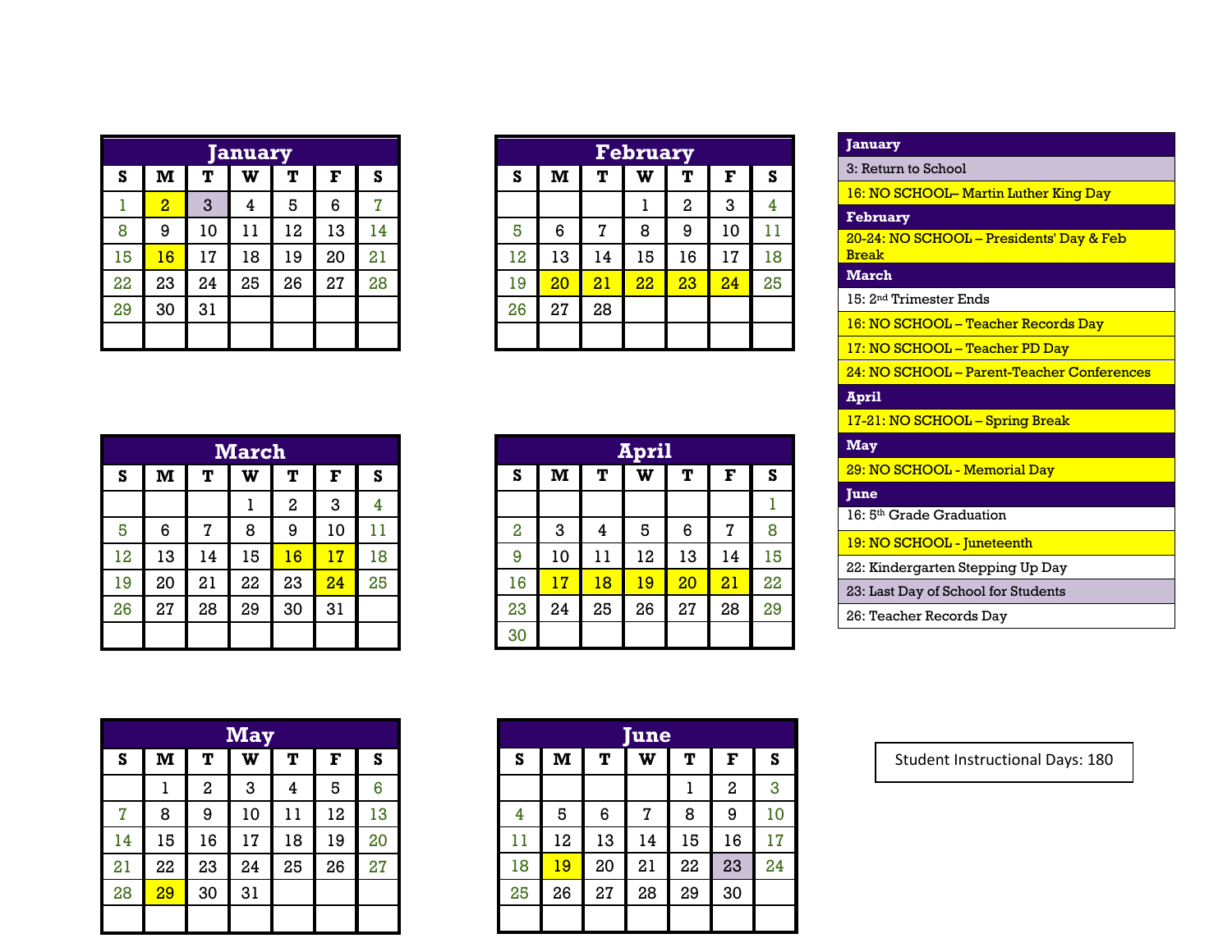## January

| S | M | T | W | T | F | S |
|---|---|---|---|---|---|---|
| 1 | 2 | 3 | 4 | 5 | 6 | 7 |
| 8 | 9 | 10 | 11 | 12 | 13 | 14 |
| 15 | 16 | 17 | 18 | 19 | 20 | 21 |
| 22 | 23 | 24 | 25 | 26 | 27 | 28 |
| 29 | 30 | 31 | | | | |

## February

| S | M | T | W | T | F | S |
|---|---|---|---|---|---|---|
| | | | 1 | 2 | 3 | 4 |
| 5 | 6 | 7 | 8 | 9 | 10 | 11 |
| 12 | 13 | 14 | 15 | 16 | 17 | 18 |
| 19 | 20 | 21 | 22 | 23 | 24 | 25 |
| 26 | 27 | 28 | | | | |

## March

| S | M | T | W | T | F | S |
|---|---|---|---|---|---|---|
| | | | 1 | 2 | 3 | 4 |
| 5 | 6 | 7 | 8 | 9 | 10 | 11 |
| 12 | 13 | 14 | 15 | 16 | 17 | 18 |
| 19 | 20 | 21 | 22 | 23 | 24 | 25 |
| 26 | 27 | 28 | 29 | 30 | 31 | |

## April

| S | M | T | W | T | F | S |
|---|---|---|---|---|---|---|
| | | | | | | 1 |
| 2 | 3 | 4 | 5 | 6 | 7 | 8 |
| 9 | 10 | 11 | 12 | 13 | 14 | 15 |
| 16 | 17 | 18 | 19 | 20 | 21 | 22 |
| 23 | 24 | 25 | 26 | 27 | 28 | 29 |
| 30 | | | | | | |

## May

| S | M | T | W | T | F | S |
|---|---|---|---|---|---|---|
| | 1 | 2 | 3 | 4 | 5 | 6 |
| 7 | 8 | 9 | 10 | 11 | 12 | 13 |
| 14 | 15 | 16 | 17 | 18 | 19 | 20 |
| 21 | 22 | 23 | 24 | 25 | 26 | 27 |
| 28 | 29 | 30 | 31 | | | |

## June

| S | M | T | W | T | F | S |
|---|---|---|---|---|---|---|
| | | | | 1 | 2 | 3 |
| 4 | 5 | 6 | 7 | 8 | 9 | 10 |
| 11 | 12 | 13 | 14 | 15 | 16 | 17 |
| 18 | 19 | 20 | 21 | 22 | 23 | 24 |
| 25 | 26 | 27 | 28 | 29 | 30 | |

| |
|---|
| **January** |
| 3: Return to School |
| 16: NO SCHOOL– Martin Luther King Day |
| **February** |
| 20-24: NO SCHOOL – Presidents' Day & Feb Break |
| **March** |
| 15: 2nd Trimester Ends |
| 16: NO SCHOOL – Teacher Records Day |
| 17: NO SCHOOL – Teacher PD Day |
| 24: NO SCHOOL – Parent-Teacher Conferences |
| **April** |
| 17-21: NO SCHOOL – Spring Break |
| **May** |
| 29: NO SCHOOL - Memorial Day |
| **June** |
| 16: 5th Grade Graduation |
| 19: NO SCHOOL - Juneteenth |
| 22: Kindergarten Stepping Up Day |
| 23: Last Day of School for Students |
| 26: Teacher Records Day |

Student Instructional Days: 180